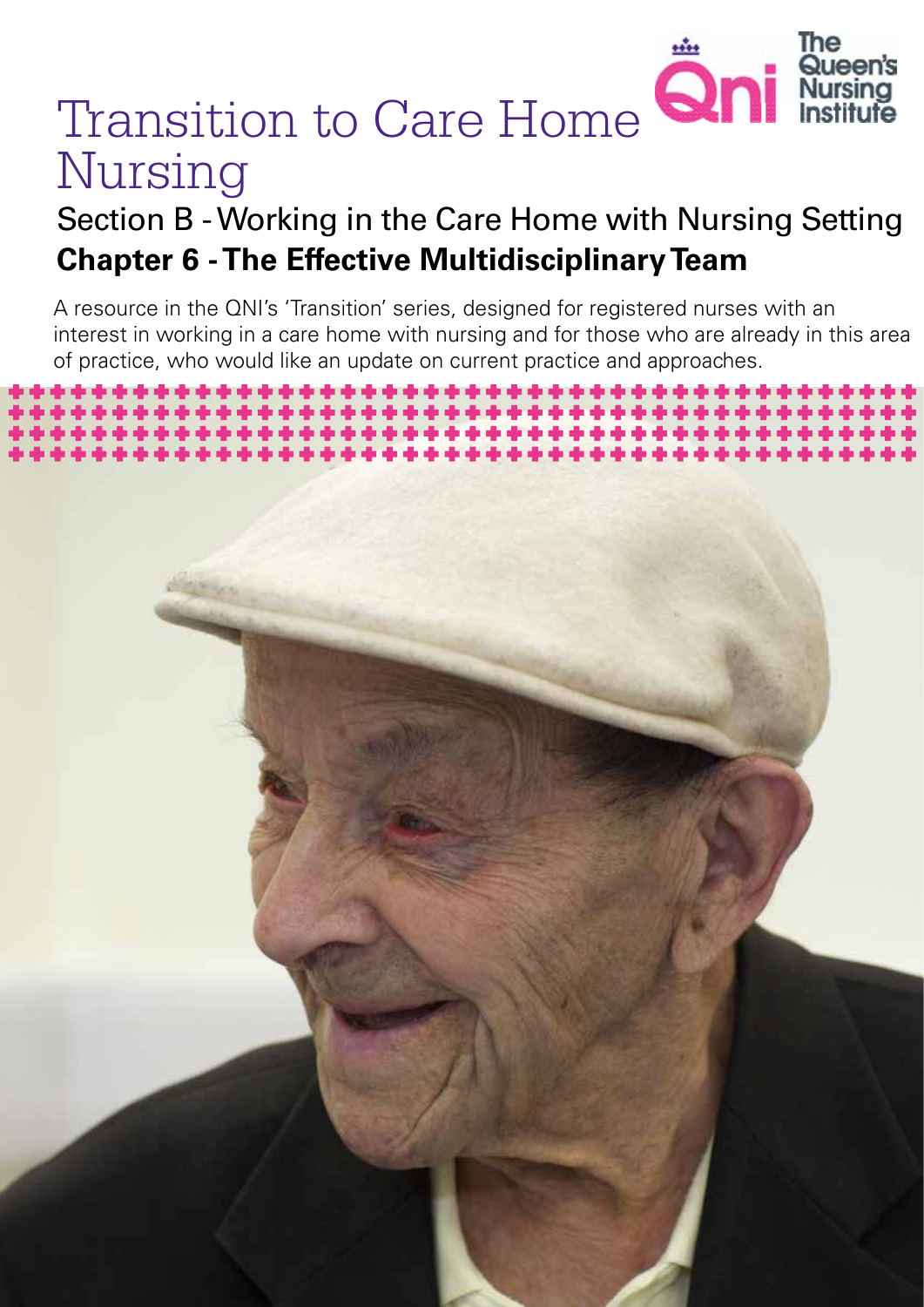# Transition to Care Home Nursing

The Queen's Nursing Institute

## Section B - Working in the Care Home with Nursing Setting

### Chapter 6 - The Effective Multidisciplinary Team

A resource in the QNI's 'Transition' series, designed for registered nurses with an interest in working in a care home with nursing and for those who are already in this area of practice, who would like an update on current practice and approaches.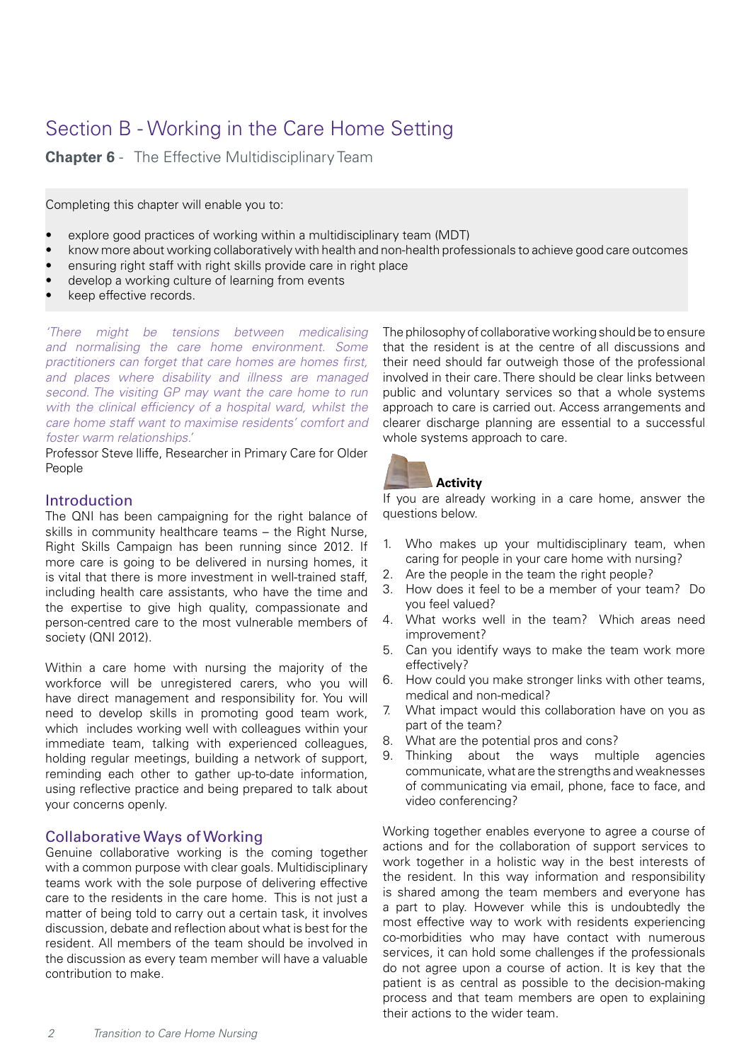# Section B - Working in the Care Home Setting

## Chapter 6 - The Effective Multidisciplinary Team

Completing this chapter will enable you to:

- explore good practices of working within a multidisciplinary team (MDT)
- know more about working collaboratively with health and non-health professionals to achieve good care outcomes
- ensuring right staff with right skills provide care in right place
- develop a working culture of learning from events
- keep effective records.

*'There might be tensions between medicalising and normalising the care home environment. Some practitioners can forget that care homes are homes first, and places where disability and illness are managed second. The visiting GP may want the care home to run with the clinical efficiency of a hospital ward, whilst the care home staff want to maximise residents' comfort and foster warm relationships.'*

Professor Steve Iliffe, Researcher in Primary Care for Older People

### Introduction

The QNI has been campaigning for the right balance of skills in community healthcare teams – the Right Nurse, Right Skills Campaign has been running since 2012. If more care is going to be delivered in nursing homes, it is vital that there is more investment in well-trained staff, including health care assistants, who have the time and the expertise to give high quality, compassionate and person-centred care to the most vulnerable members of society (QNI 2012).

Within a care home with nursing the majority of the workforce will be unregistered carers, who you will have direct management and responsibility for. You will need to develop skills in promoting good team work, which includes working well with colleagues within your immediate team, talking with experienced colleagues, holding regular meetings, building a network of support, reminding each other to gather up-to-date information, using reflective practice and being prepared to talk about your concerns openly.

### Collaborative Ways of Working

Genuine collaborative working is the coming together with a common purpose with clear goals. Multidisciplinary teams work with the sole purpose of delivering effective care to the residents in the care home. This is not just a matter of being told to carry out a certain task, it involves discussion, debate and reflection about what is best for the resident. All members of the team should be involved in the discussion as every team member will have a valuable contribution to make.

The philosophy of collaborative working should be to ensure that the resident is at the centre of all discussions and their need should far outweigh those of the professional involved in their care. There should be clear links between public and voluntary services so that a whole systems approach to care is carried out. Access arrangements and clearer discharge planning are essential to a successful whole systems approach to care.

**Activity**

If you are already working in a care home, answer the questions below.

1. Who makes up your multidisciplinary team, when caring for people in your care home with nursing?
2. Are the people in the team the right people?
3. How does it feel to be a member of your team? Do you feel valued?
4. What works well in the team? Which areas need improvement?
5. Can you identify ways to make the team work more effectively?
6. How could you make stronger links with other teams, medical and non-medical?
7. What impact would this collaboration have on you as part of the team?
8. What are the potential pros and cons?
9. Thinking about the ways multiple agencies communicate, what are the strengths and weaknesses of communicating via email, phone, face to face, and video conferencing?

Working together enables everyone to agree a course of actions and for the collaboration of support services to work together in a holistic way in the best interests of the resident. In this way information and responsibility is shared among the team members and everyone has a part to play. However while this is undoubtedly the most effective way to work with residents experiencing co-morbidities who may have contact with numerous services, it can hold some challenges if the professionals do not agree upon a course of action. It is key that the patient is as central as possible to the decision-making process and that team members are open to explaining their actions to the wider team.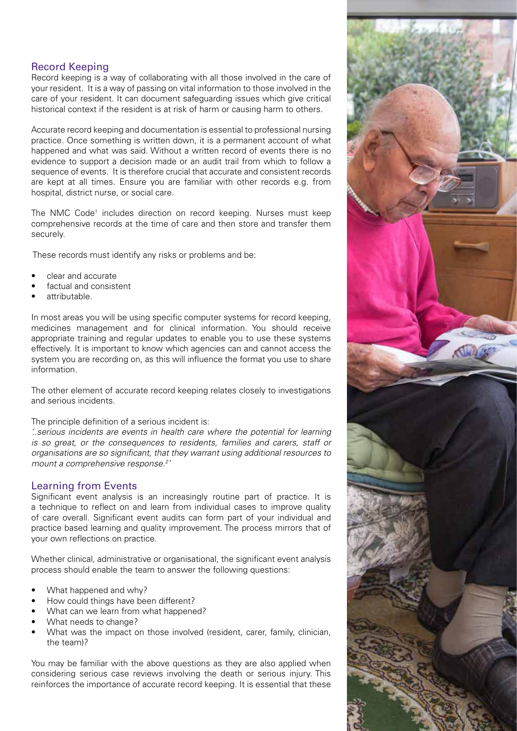## Record Keeping

Record keeping is a way of collaborating with all those involved in the care of your resident. It is a way of passing on vital information to those involved in the care of your resident. It can document safeguarding issues which give critical historical context if the resident is at risk of harm or causing harm to others.

Accurate record keeping and documentation is essential to professional nursing practice. Once something is written down, it is a permanent account of what happened and what was said. Without a written record of events there is no evidence to support a decision made or an audit trail from which to follow a sequence of events. It is therefore crucial that accurate and consistent records are kept at all times. Ensure you are familiar with other records e.g. from hospital, district nurse, or social care.

The NMC Code[1] includes direction on record keeping. Nurses must keep comprehensive records at the time of care and then store and transfer them securely.

These records must identify any risks or problems and be:

- clear and accurate
- factual and consistent
- attributable.

In most areas you will be using specific computer systems for record keeping, medicines management and for clinical information. You should receive appropriate training and regular updates to enable you to use these systems effectively. It is important to know which agencies can and cannot access the system you are recording on, as this will influence the format you use to share information.

The other element of accurate record keeping relates closely to investigations and serious incidents.

The principle definition of a serious incident is:

*'..serious incidents are events in health care where the potential for learning is so great, or the consequences to residents, families and carers, staff or organisations are so significant, that they warrant using additional resources to mount a comprehensive response.[2]'*

## Learning from Events

Significant event analysis is an increasingly routine part of practice. It is a technique to reflect on and learn from individual cases to improve quality of care overall. Significant event audits can form part of your individual and practice based learning and quality improvement. The process mirrors that of your own reflections on practice.

Whether clinical, administrative or organisational, the significant event analysis process should enable the team to answer the following questions:

- What happened and why?
- How could things have been different?
- What can we learn from what happened?
- What needs to change?
- What was the impact on those involved (resident, carer, family, clinician, the team)?

You may be familiar with the above questions as they are also applied when considering serious case reviews involving the death or serious injury. This reinforces the importance of accurate record keeping. It is essential that these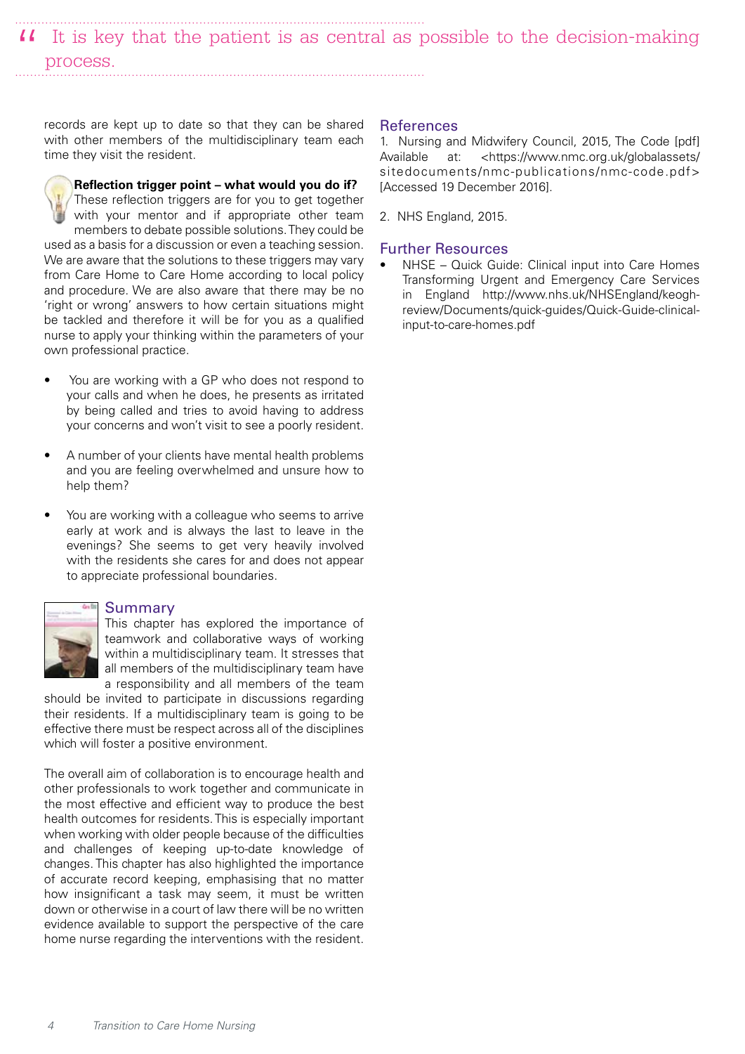> “ It is key that the patient is as central as possible to the decision-making process.

records are kept up to date so that they can be shared with other members of the multidisciplinary team each time they visit the resident.

**Reflection trigger point – what would you do if?**

These reflection triggers are for you to get together with your mentor and if appropriate other team members to debate possible solutions. They could be used as a basis for a discussion or even a teaching session. We are aware that the solutions to these triggers may vary from Care Home to Care Home according to local policy and procedure. We are also aware that there may be no 'right or wrong' answers to how certain situations might be tackled and therefore it will be for you as a qualified nurse to apply your thinking within the parameters of your own professional practice.

- You are working with a GP who does not respond to your calls and when he does, he presents as irritated by being called and tries to avoid having to address your concerns and won't visit to see a poorly resident.
- A number of your clients have mental health problems and you are feeling overwhelmed and unsure how to help them?
- You are working with a colleague who seems to arrive early at work and is always the last to leave in the evenings? She seems to get very heavily involved with the residents she cares for and does not appear to appreciate professional boundaries.

## Summary

This chapter has explored the importance of teamwork and collaborative ways of working within a multidisciplinary team. It stresses that all members of the multidisciplinary team have a responsibility and all members of the team should be invited to participate in discussions regarding their residents. If a multidisciplinary team is going to be effective there must be respect across all of the disciplines which will foster a positive environment.

The overall aim of collaboration is to encourage health and other professionals to work together and communicate in the most effective and efficient way to produce the best health outcomes for residents. This is especially important when working with older people because of the difficulties and challenges of keeping up-to-date knowledge of changes. This chapter has also highlighted the importance of accurate record keeping, emphasising that no matter how insignificant a task may seem, it must be written down or otherwise in a court of law there will be no written evidence available to support the perspective of the care home nurse regarding the interventions with the resident.

## References

1. Nursing and Midwifery Council, 2015, The Code [pdf] Available at: <https://www.nmc.org.uk/globalassets/sitedocuments/nmc-publications/nmc-code.pdf> [Accessed 19 December 2016].

2. NHS England, 2015.

## Further Resources

- NHSE – Quick Guide: Clinical input into Care Homes Transforming Urgent and Emergency Care Services in England http://www.nhs.uk/NHSEngland/keogh-review/Documents/quick-guides/Quick-Guide-clinical-input-to-care-homes.pdf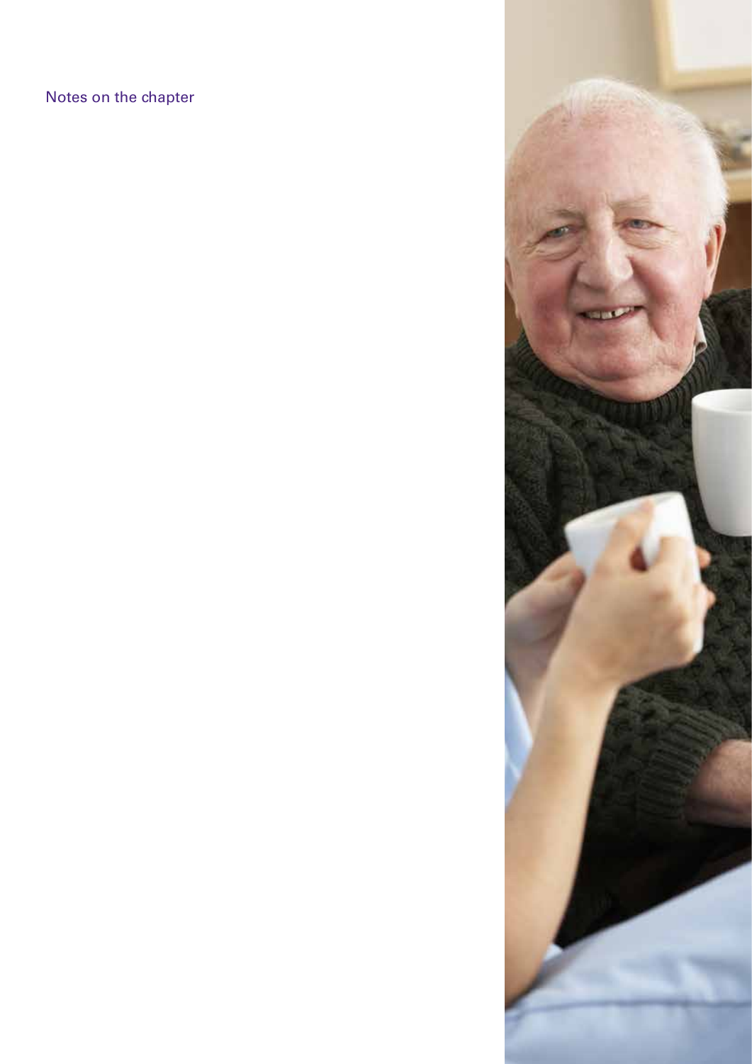Notes on the chapter